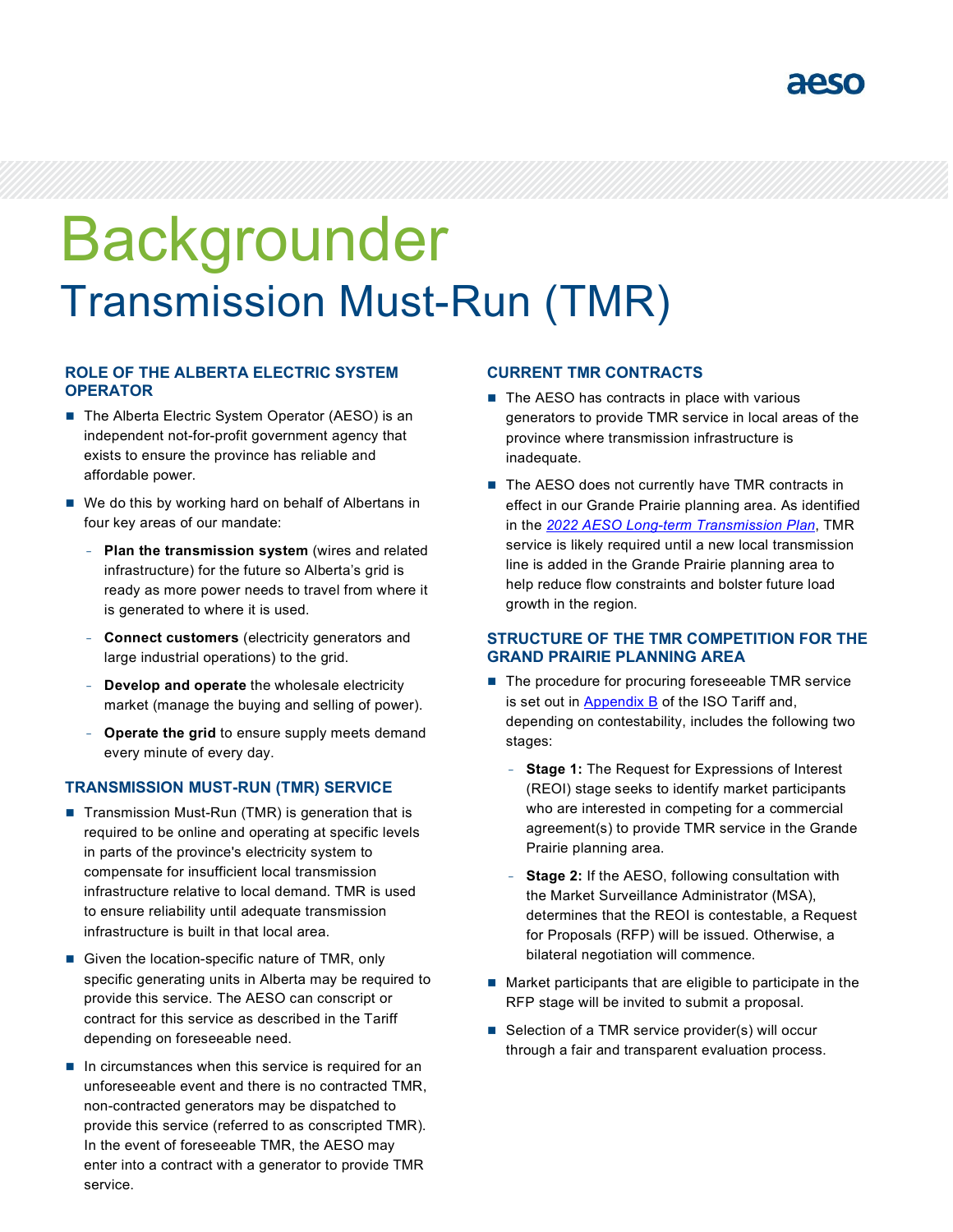# Backgrounder

## Transmission Must-Run (TMR)

### ROLE OF THE ALBERTA ELECTRIC SYSTEM OPERATOR

- The Alberta Electric System Operator (AESO) is an independent not-for-profit government agency that exists to ensure the province has reliable and affordable power.
- We do this by working hard on behalf of Albertans in four key areas of our mandate:
  - **Plan the transmission system** (wires and related infrastructure) for the future so Alberta's grid is ready as more power needs to travel from where it is generated to where it is used.
  - **Connect customers** (electricity generators and large industrial operations) to the grid.
  - **Develop and operate** the wholesale electricity market (manage the buying and selling of power).
  - **Operate the grid** to ensure supply meets demand every minute of every day.

### TRANSMISSION MUST-RUN (TMR) SERVICE

- Transmission Must-Run (TMR) is generation that is required to be online and operating at specific levels in parts of the province's electricity system to compensate for insufficient local transmission infrastructure relative to local demand. TMR is used to ensure reliability until adequate transmission infrastructure is built in that local area.
- Given the location-specific nature of TMR, only specific generating units in Alberta may be required to provide this service. The AESO can conscript or contract for this service as described in the Tariff depending on foreseeable need.
- In circumstances when this service is required for an unforeseeable event and there is no contracted TMR, non-contracted generators may be dispatched to provide this service (referred to as conscripted TMR). In the event of foreseeable TMR, the AESO may enter into a contract with a generator to provide TMR service.

### CURRENT TMR CONTRACTS

- The AESO has contracts in place with various generators to provide TMR service in local areas of the province where transmission infrastructure is inadequate.
- The AESO does not currently have TMR contracts in effect in our Grande Prairie planning area. As identified in the *2022 AESO Long-term Transmission Plan*, TMR service is likely required until a new local transmission line is added in the Grande Prairie planning area to help reduce flow constraints and bolster future load growth in the region.

### STRUCTURE OF THE TMR COMPETITION FOR THE GRAND PRAIRIE PLANNING AREA

- The procedure for procuring foreseeable TMR service is set out in Appendix B of the ISO Tariff and, depending on contestability, includes the following two stages:
  - **Stage 1:** The Request for Expressions of Interest (REOI) stage seeks to identify market participants who are interested in competing for a commercial agreement(s) to provide TMR service in the Grande Prairie planning area.
  - **Stage 2:** If the AESO, following consultation with the Market Surveillance Administrator (MSA), determines that the REOI is contestable, a Request for Proposals (RFP) will be issued. Otherwise, a bilateral negotiation will commence.
- Market participants that are eligible to participate in the RFP stage will be invited to submit a proposal.
- Selection of a TMR service provider(s) will occur through a fair and transparent evaluation process.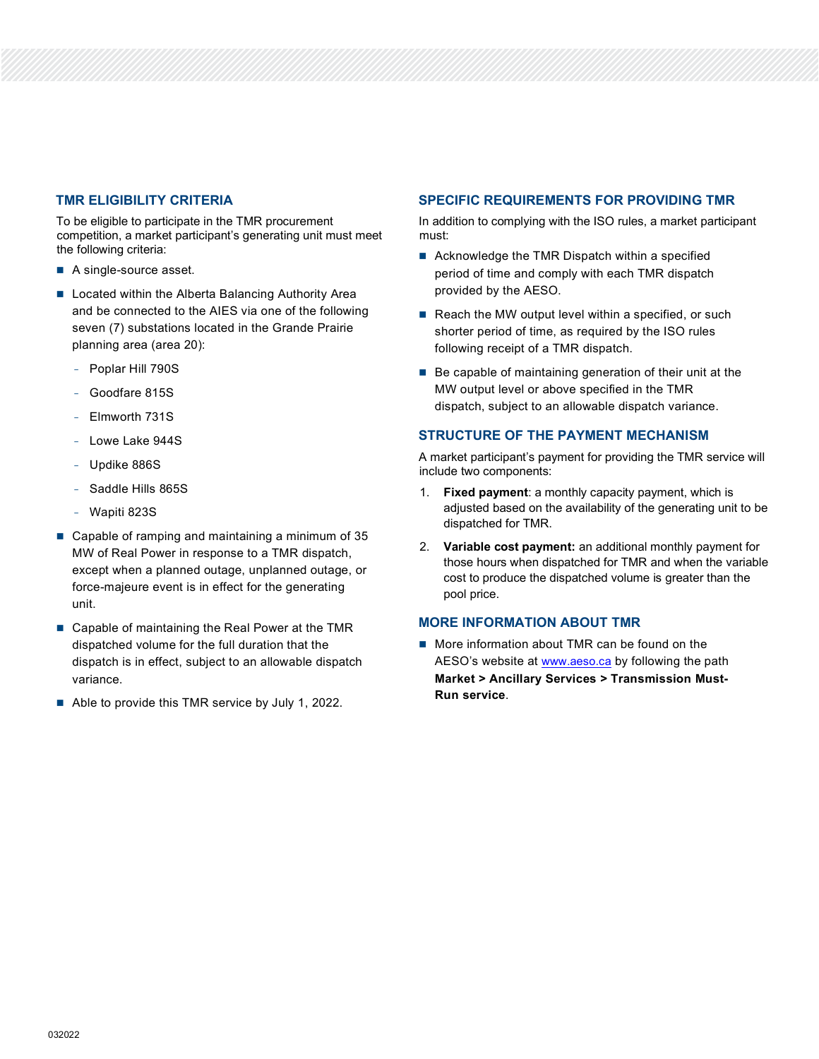## TMR ELIGIBILITY CRITERIA

To be eligible to participate in the TMR procurement competition, a market participant's generating unit must meet the following criteria:

- A single-source asset.
- Located within the Alberta Balancing Authority Area and be connected to the AIES via one of the following seven (7) substations located in the Grande Prairie planning area (area 20):
  - Poplar Hill 790S
  - Goodfare 815S
  - Elmworth 731S
  - Lowe Lake 944S
  - Updike 886S
  - Saddle Hills 865S
  - Wapiti 823S
- Capable of ramping and maintaining a minimum of 35 MW of Real Power in response to a TMR dispatch, except when a planned outage, unplanned outage, or force-majeure event is in effect for the generating unit.
- Capable of maintaining the Real Power at the TMR dispatched volume for the full duration that the dispatch is in effect, subject to an allowable dispatch variance.
- Able to provide this TMR service by July 1, 2022.

## SPECIFIC REQUIREMENTS FOR PROVIDING TMR

In addition to complying with the ISO rules, a market participant must:

- Acknowledge the TMR Dispatch within a specified period of time and comply with each TMR dispatch provided by the AESO.
- Reach the MW output level within a specified, or such shorter period of time, as required by the ISO rules following receipt of a TMR dispatch.
- Be capable of maintaining generation of their unit at the MW output level or above specified in the TMR dispatch, subject to an allowable dispatch variance.

## STRUCTURE OF THE PAYMENT MECHANISM

A market participant's payment for providing the TMR service will include two components:

1. **Fixed payment**: a monthly capacity payment, which is adjusted based on the availability of the generating unit to be dispatched for TMR.
2. **Variable cost payment:** an additional monthly payment for those hours when dispatched for TMR and when the variable cost to produce the dispatched volume is greater than the pool price.

## MORE INFORMATION ABOUT TMR

- More information about TMR can be found on the AESO's website at www.aeso.ca by following the path **Market > Ancillary Services > Transmission Must-Run service**.

032022